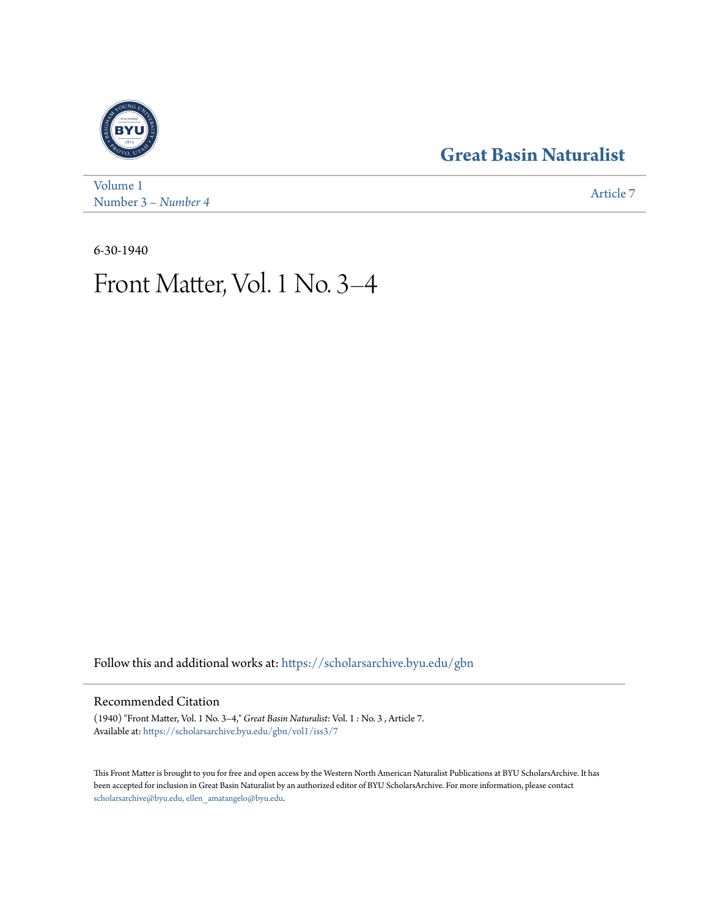Great Basin Naturalist

Volume 1
Number 3 – *Number 4*

Article 7

6-30-1940

# Front Matter, Vol. 1 No. 3–4

Follow this and additional works at: https://scholarsarchive.byu.edu/gbn

## Recommended Citation

(1940) "Front Matter, Vol. 1 No. 3–4," *Great Basin Naturalist*: Vol. 1 : No. 3 , Article 7.
Available at: https://scholarsarchive.byu.edu/gbn/vol1/iss3/7

This Front Matter is brought to you for free and open access by the Western North American Naturalist Publications at BYU ScholarsArchive. It has been accepted for inclusion in Great Basin Naturalist by an authorized editor of BYU ScholarsArchive. For more information, please contact scholarsarchive@byu.edu, ellen_amatangelo@byu.edu.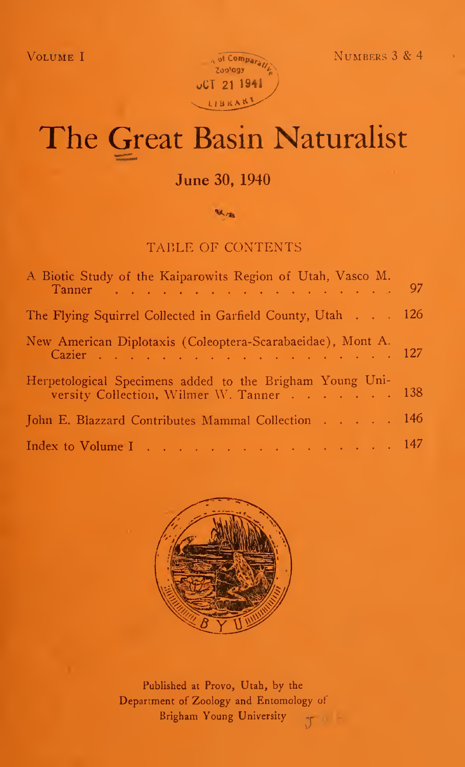VOLUME I NUMBERS 3 & 4

# The Great Basin Naturalist

## June 30, 1940

### TABLE OF CONTENTS

| | |
|---|---|
| A Biotic Study of the Kaiparowits Region of Utah, Vasco M. Tanner | 97 |
| The Flying Squirrel Collected in Garfield County, Utah | 126 |
| New American Diplotaxis (Coleoptera-Scarabaeidae), Mont A. Cazier | 127 |
| Herpetological Specimens added to the Brigham Young University Collection, Wilmer W. Tanner | 138 |
| John E. Blazzard Contributes Mammal Collection | 146 |
| Index to Volume I | 147 |

Published at Provo, Utah, by the
Department of Zoology and Entomology of
Brigham Young University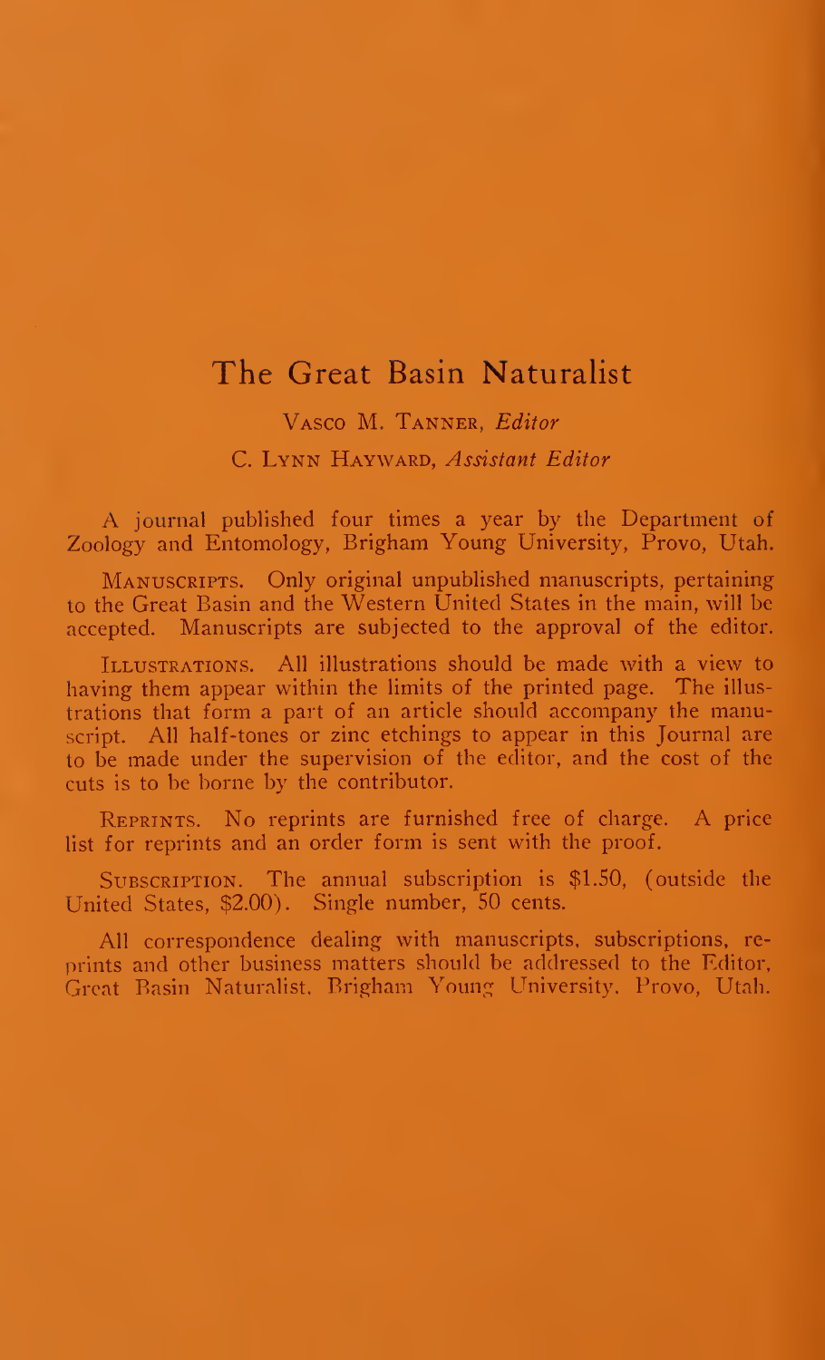# The Great Basin Naturalist

Vasco M. Tanner, *Editor*

C. Lynn Hayward, *Assistant Editor*

A journal published four times a year by the Department of Zoology and Entomology, Brigham Young University, Provo, Utah.

Manuscripts. Only original unpublished manuscripts, pertaining to the Great Basin and the Western United States in the main, will be accepted. Manuscripts are subjected to the approval of the editor.

Illustrations. All illustrations should be made with a view to having them appear within the limits of the printed page. The illustrations that form a part of an article should accompany the manuscript. All half-tones or zinc etchings to appear in this Journal are to be made under the supervision of the editor, and the cost of the cuts is to be borne by the contributor.

Reprints. No reprints are furnished free of charge. A price list for reprints and an order form is sent with the proof.

Subscription. The annual subscription is $1.50, (outside the United States, $2.00). Single number, 50 cents.

All correspondence dealing with manuscripts, subscriptions, reprints and other business matters should be addressed to the Editor, Great Basin Naturalist, Brigham Young University, Provo, Utah.